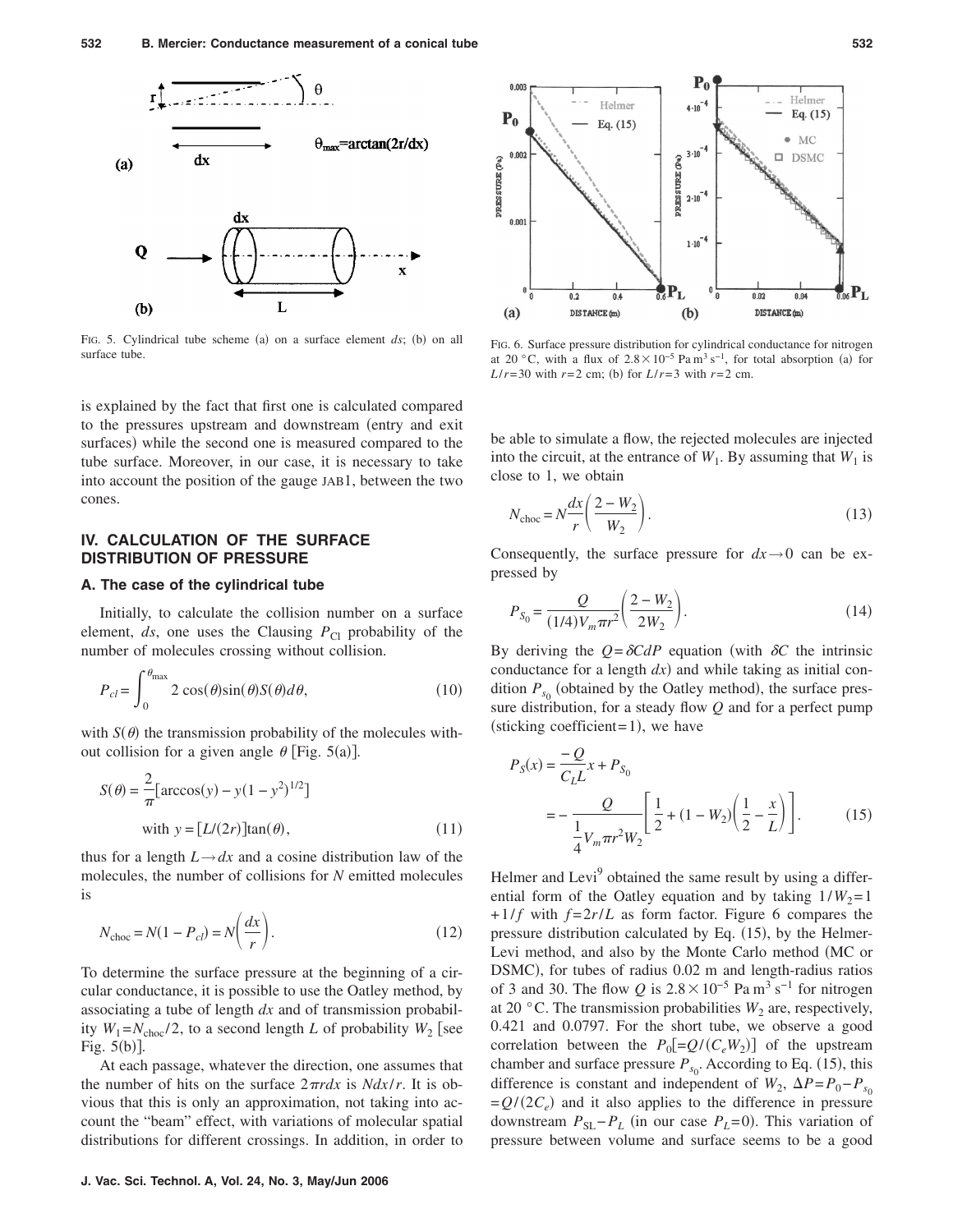FIG. 5. Cylindrical tube scheme (a) on a surface element $ds$; (b) on all surface tube.

FIG. 6. Surface pressure distribution for cylindrical conductance for nitrogen at 20 °C, with a flux of $2.8\times10^{-5}$ Pa m$^3$ s$^{-1}$, for total absorption (a) for $L/r=30$ with $r=2$ cm; (b) for $L/r=3$ with $r=2$ cm.

is explained by the fact that first one is calculated compared to the pressures upstream and downstream (entry and exit surfaces) while the second one is measured compared to the tube surface. Moreover, in our case, it is necessary to take into account the position of the gauge JAB1, between the two cones.

## IV. CALCULATION OF THE SURFACE DISTRIBUTION OF PRESSURE

### A. The case of the cylindrical tube

Initially, to calculate the collision number on a surface element, $ds$, one uses the Clausing $P_{Cl}$ probability of the number of molecules crossing without collision.

$$P_{cl}=\int_0^{\theta_{\max}} 2\cos(\theta)\sin(\theta)S(\theta)d\theta, \tag{10}$$

with $S(\theta)$ the transmission probability of the molecules without collision for a given angle $\theta$ [Fig. 5(a)].

$$S(\theta)=\frac{2}{\pi}[\arccos(y)-y(1-y^2)^{1/2}]$$
$$\text{with } y=[L/(2r)]\tan(\theta), \tag{11}$$

thus for a length $L\rightarrow dx$ and a cosine distribution law of the molecules, the number of collisions for $N$ emitted molecules is

$$N_{\text{choc}}=N(1-P_{cl})=N\left(\frac{dx}{r}\right). \tag{12}$$

To determine the surface pressure at the beginning of a circular conductance, it is possible to use the Oatley method, by associating a tube of length $dx$ and of transmission probability $W_1=N_{\text{choc}}/2$, to a second length $L$ of probability $W_2$ [see Fig. 5(b)].

At each passage, whatever the direction, one assumes that the number of hits on the surface $2\pi r dx$ is $Ndx/r$. It is obvious that this is only an approximation, not taking into account the "beam" effect, with variations of molecular spatial distributions for different crossings. In addition, in order to be able to simulate a flow, the rejected molecules are injected into the circuit, at the entrance of $W_1$. By assuming that $W_1$ is close to 1, we obtain

$$N_{\text{choc}}=N\frac{dx}{r}\left(\frac{2-W_2}{W_2}\right). \tag{13}$$

Consequently, the surface pressure for $dx\rightarrow0$ can be expressed by

$$P_{S_0}=\frac{Q}{(1/4)V_m\pi r^2}\left(\frac{2-W_2}{2W_2}\right). \tag{14}$$

By deriving the $Q=\delta C dP$ equation (with $\delta C$ the intrinsic conductance for a length $dx$) and while taking as initial condition $P_{s_0}$ (obtained by the Oatley method), the surface pressure distribution, for a steady flow $Q$ and for a perfect pump (sticking coefficient=1), we have

$$P_S(x)=\frac{-Q}{C_L L}x+P_{S_0}$$
$$=-\frac{Q}{\frac{1}{4}V_m\pi r^2 W_2}\left[\frac{1}{2}+(1-W_2)\left(\frac{1}{2}-\frac{x}{L}\right)\right]. \tag{15}$$

Helmer and Levi[9] obtained the same result by using a differential form of the Oatley equation and by taking $1/W_2=1+1/f$ with $f=2r/L$ as form factor. Figure 6 compares the pressure distribution calculated by Eq. (15), by the Helmer-Levi method, and also by the Monte Carlo method (MC or DSMC), for tubes of radius 0.02 m and length-radius ratios of 3 and 30. The flow $Q$ is $2.8\times10^{-5}$ Pa m$^3$ s$^{-1}$ for nitrogen at 20 °C. The transmission probabilities $W_2$ are, respectively, 0.421 and 0.0797. For the short tube, we observe a good correlation between the $P_0[=Q/(C_eW_2)]$ of the upstream chamber and surface pressure $P_{s_0}$. According to Eq. (15), this difference is constant and independent of $W_2$, $\Delta P=P_0-P_{s_0}=Q/(2C_e)$ and it also applies to the difference in pressure downstream $P_{SL}-P_L$ (in our case $P_L=0$). This variation of pressure between volume and surface seems to be a good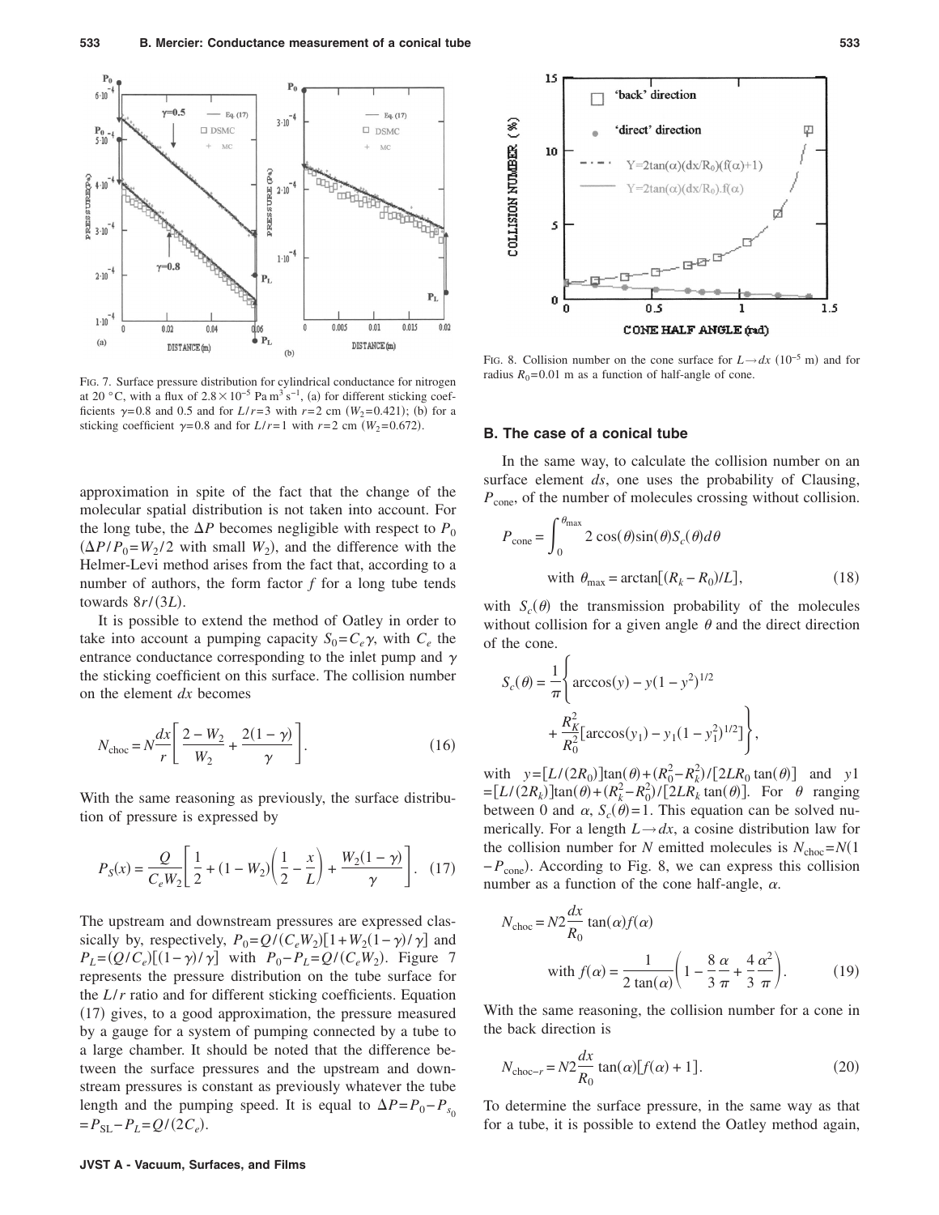FIG. 7. Surface pressure distribution for cylindrical conductance for nitrogen at 20 °C, with a flux of $2.8\times10^{-5}$ Pa m$^3$ s$^{-1}$, (a) for different sticking coefficients $\gamma=0.8$ and 0.5 and for $L/r=3$ with $r=2$ cm ($W_2=0.421$); (b) for a sticking coefficient $\gamma=0.8$ and for $L/r=1$ with $r=2$ cm ($W_2=0.672$).

approximation in spite of the fact that the change of the molecular spatial distribution is not taken into account. For the long tube, the $\Delta P$ becomes negligible with respect to $P_0$ ($\Delta P/P_0=W_2/2$ with small $W_2$), and the difference with the Helmer-Levi method arises from the fact that, according to a number of authors, the form factor $f$ for a long tube tends towards $8r/(3L)$.

It is possible to extend the method of Oatley in order to take into account a pumping capacity $S_0=C_e\gamma$, with $C_e$ the entrance conductance corresponding to the inlet pump and $\gamma$ the sticking coefficient on this surface. The collision number on the element $dx$ becomes

$$N_{\text{choc}}=N\frac{dx}{r}\left[\frac{2-W_2}{W_2}+\frac{2(1-\gamma)}{\gamma}\right]. \tag{16}$$

With the same reasoning as previously, the surface distribution of pressure is expressed by

$$P_S(x)=\frac{Q}{C_eW_2}\left[\frac{1}{2}+(1-W_2)\left(\frac{1}{2}-\frac{x}{L}\right)+\frac{W_2(1-\gamma)}{\gamma}\right]. \tag{17}$$

The upstream and downstream pressures are expressed classically by, respectively, $P_0=Q/(C_eW_2)[1+W_2(1-\gamma)/\gamma]$ and $P_L=(Q/C_e)[(1-\gamma)/\gamma]$ with $P_0-P_L=Q/(C_eW_2)$. Figure 7 represents the pressure distribution on the tube surface for the $L/r$ ratio and for different sticking coefficients. Equation (17) gives, to a good approximation, the pressure measured by a gauge for a system of pumping connected by a tube to a large chamber. It should be noted that the difference between the surface pressures and the upstream and downstream pressures is constant as previously whatever the tube length and the pumping speed. It is equal to $\Delta P=P_0-P_{s_0}=P_{\text{SL}}-P_L=Q/(2C_e)$.

FIG. 8. Collision number on the cone surface for $L\to dx$ ($10^{-5}$ m) and for radius $R_0=0.01$ m as a function of half-angle of cone.

## B. The case of a conical tube

In the same way, to calculate the collision number on an surface element $ds$, one uses the probability of Clausing, $P_{\text{cone}}$, of the number of molecules crossing without collision.

$$P_{\text{cone}}=\int_0^{\theta_{\max}}2\cos(\theta)\sin(\theta)S_c(\theta)d\theta$$
$$\text{with } \theta_{\max}=\arctan[(R_k-R_0)/L], \tag{18}$$

with $S_c(\theta)$ the transmission probability of the molecules without collision for a given angle $\theta$ and the direct direction of the cone.

$$S_c(\theta)=\frac{1}{\pi}\left\{\arccos(y)-y(1-y^2)^{1/2}+\frac{R_K^2}{R_0^2}[\arccos(y_1)-y_1(1-y_1^2)^{1/2}]\right\},$$

with $y=[L/(2R_0)]\tan(\theta)+(R_0^2-R_k^2)/[2LR_0\tan(\theta)]$ and $y1=[L/(2R_k)]\tan(\theta)+(R_k^2-R_0^2)/[2LR_k\tan(\theta)]$. For $\theta$ ranging between 0 and $\alpha$, $S_c(\theta)=1$. This equation can be solved numerically. For a length $L\to dx$, a cosine distribution law for the collision number for $N$ emitted molecules is $N_{\text{choc}}=N(1-P_{\text{cone}})$. According to Fig. 8, we can express this collision number as a function of the cone half-angle, $\alpha$.

$$N_{\text{choc}}=N2\frac{dx}{R_0}\tan(\alpha)f(\alpha)$$
$$\text{with } f(\alpha)=\frac{1}{2\tan(\alpha)}\left(1-\frac{8}{3}\frac{\alpha}{\pi}+\frac{4}{3}\frac{\alpha^2}{\pi}\right). \tag{19}$$

With the same reasoning, the collision number for a cone in the back direction is

$$N_{\text{choc}-r}=N2\frac{dx}{R_0}\tan(\alpha)[f(\alpha)+1]. \tag{20}$$

To determine the surface pressure, in the same way as that for a tube, it is possible to extend the Oatley method again,